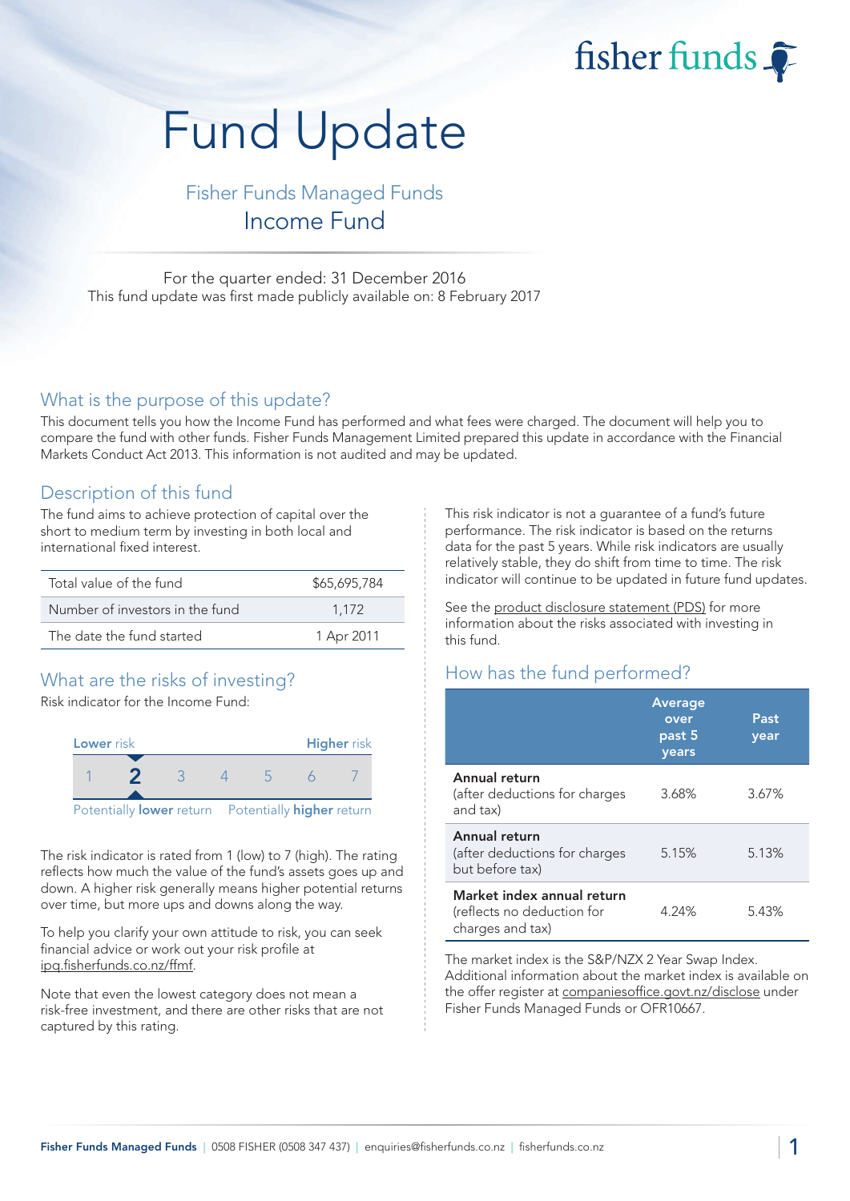fisher funds

# Fund Update

## Fisher Funds Managed Funds
## Income Fund

For the quarter ended: 31 December 2016
This fund update was first made publicly available on: 8 February 2017

## What is the purpose of this update?

This document tells you how the Income Fund has performed and what fees were charged. The document will help you to compare the fund with other funds. Fisher Funds Management Limited prepared this update in accordance with the Financial Markets Conduct Act 2013. This information is not audited and may be updated.

## Description of this fund

The fund aims to achieve protection of capital over the short to medium term by investing in both local and international fixed interest.

| | |
|---|---|
| Total value of the fund | $65,695,784 |
| Number of investors in the fund | 1,172 |
| The date the fund started | 1 Apr 2011 |

## What are the risks of investing?

Risk indicator for the Income Fund:

Lower risk — Higher risk

1 **2** 3 4 5 6 7

Potentially **lower** return — Potentially **higher** return

The risk indicator is rated from 1 (low) to 7 (high). The rating reflects how much the value of the fund's assets goes up and down. A higher risk generally means higher potential returns over time, but more ups and downs along the way.

To help you clarify your own attitude to risk, you can seek financial advice or work out your risk profile at ipq.fisherfunds.co.nz/ffmf.

Note that even the lowest category does not mean a risk-free investment, and there are other risks that are not captured by this rating.

This risk indicator is not a guarantee of a fund's future performance. The risk indicator is based on the returns data for the past 5 years. While risk indicators are usually relatively stable, they do shift from time to time. The risk indicator will continue to be updated in future fund updates.

See the product disclosure statement (PDS) for more information about the risks associated with investing in this fund.

## How has the fund performed?

| | Average over past 5 years | Past year |
|---|---|---|
| **Annual return** (after deductions for charges and tax) | 3.68% | 3.67% |
| **Annual return** (after deductions for charges but before tax) | 5.15% | 5.13% |
| **Market index annual return** (reflects no deduction for charges and tax) | 4.24% | 5.43% |

The market index is the S&P/NZX 2 Year Swap Index. Additional information about the market index is available on the offer register at companiesoffice.govt.nz/disclose under Fisher Funds Managed Funds or OFR10667.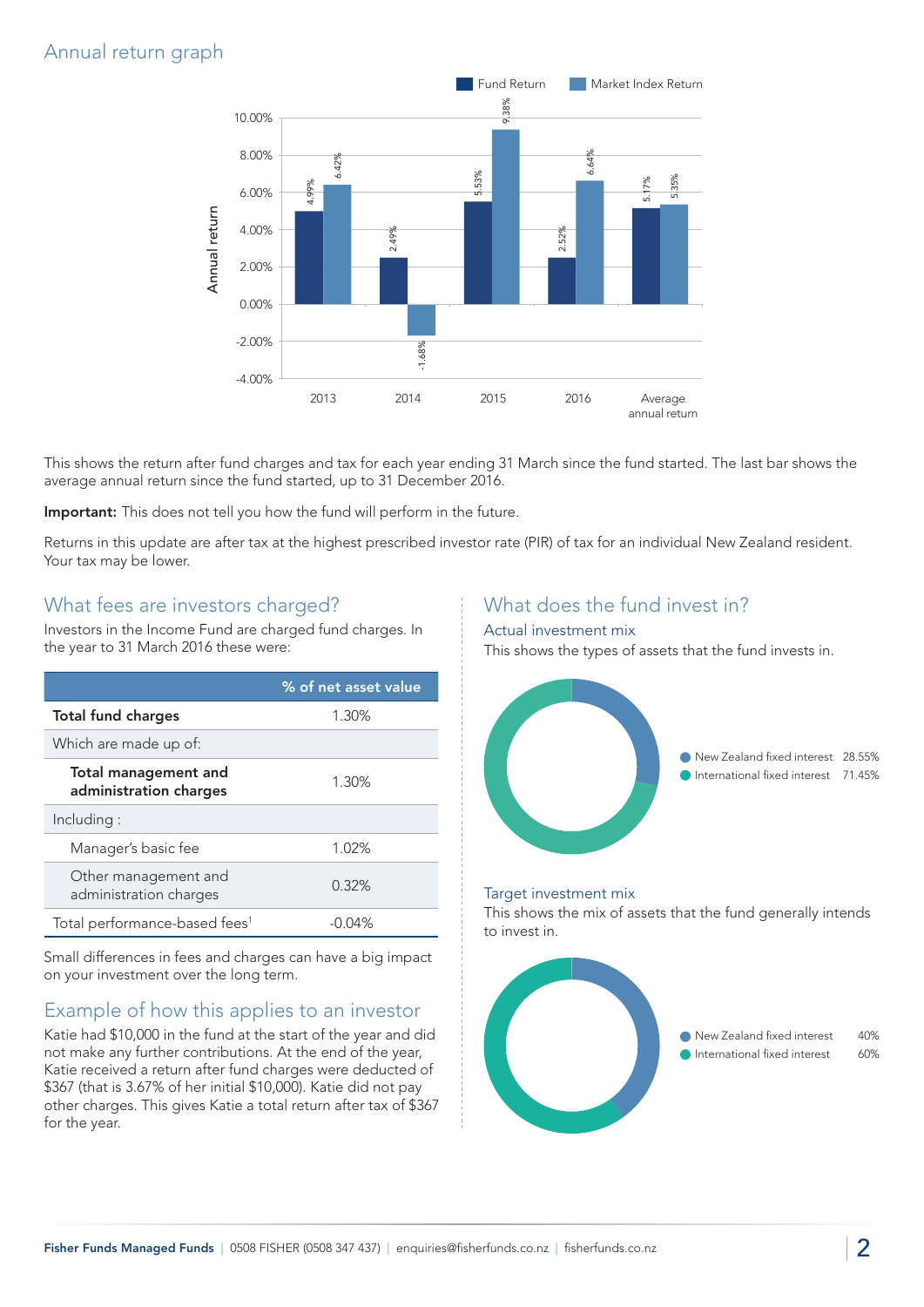## Annual return graph

| | Fund Return | Market Index Return |
|---|---|---|
| 2013 | 4.99% | 6.42% |
| 2014 | 2.49% | -1.68% |
| 2015 | 5.53% | 9.38% |
| 2016 | 2.52% | 6.64% |
| Average annual return | 5.17% | 5.35% |

This shows the return after fund charges and tax for each year ending 31 March since the fund started. The last bar shows the average annual return since the fund started, up to 31 December 2016.

**Important:** This does not tell you how the fund will perform in the future.

Returns in this update are after tax at the highest prescribed investor rate (PIR) of tax for an individual New Zealand resident. Your tax may be lower.

## What fees are investors charged?

Investors in the Income Fund are charged fund charges. In the year to 31 March 2016 these were:

| | % of net asset value |
|---|---|
| **Total fund charges** | 1.30% |
| Which are made up of: | |
| **Total management and administration charges** | 1.30% |
| Including : | |
| Manager's basic fee | 1.02% |
| Other management and administration charges | 0.32% |
| Total performance-based fees[1] | -0.04% |

Small differences in fees and charges can have a big impact on your investment over the long term.

## Example of how this applies to an investor

Katie had $10,000 in the fund at the start of the year and did not make any further contributions. At the end of the year, Katie received a return after fund charges were deducted of $367 (that is 3.67% of her initial $10,000). Katie did not pay other charges. This gives Katie a total return after tax of $367 for the year.

## What does the fund invest in?

### Actual investment mix

This shows the types of assets that the fund invests in.

| Asset | % |
|---|---|
| New Zealand fixed interest | 28.55% |
| International fixed interest | 71.45% |

### Target investment mix

This shows the mix of assets that the fund generally intends to invest in.

| Asset | % |
|---|---|
| New Zealand fixed interest | 40% |
| International fixed interest | 60% |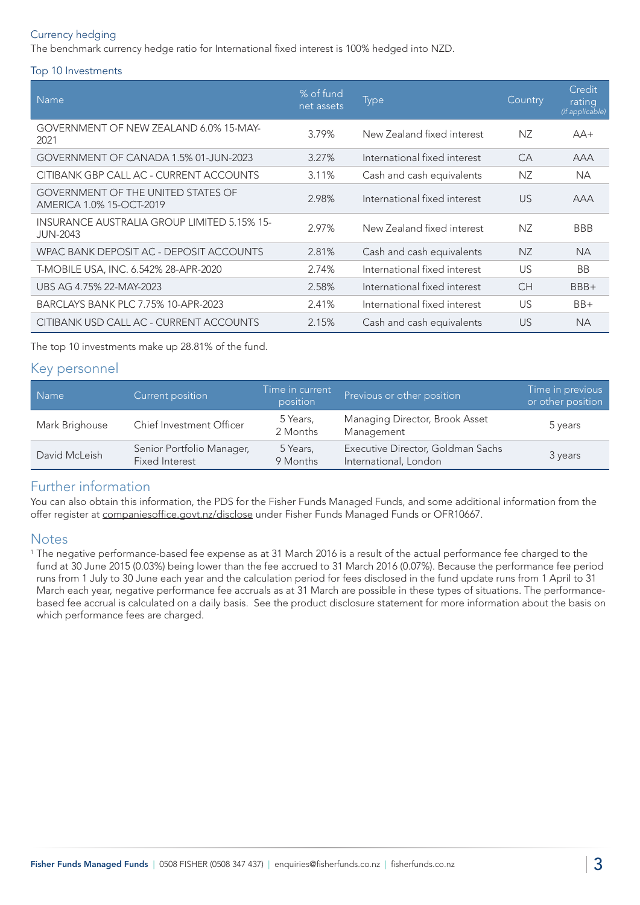### Currency hedging

The benchmark currency hedge ratio for International fixed interest is 100% hedged into NZD.

### Top 10 Investments

| Name | % of fund net assets | Type | Country | Credit rating *(if applicable)* |
|---|---|---|---|---|
| GOVERNMENT OF NEW ZEALAND 6.0% 15-MAY-2021 | 3.79% | New Zealand fixed interest | NZ | AA+ |
| GOVERNMENT OF CANADA 1.5% 01-JUN-2023 | 3.27% | International fixed interest | CA | AAA |
| CITIBANK GBP CALL AC - CURRENT ACCOUNTS | 3.11% | Cash and cash equivalents | NZ | NA |
| GOVERNMENT OF THE UNITED STATES OF AMERICA 1.0% 15-OCT-2019 | 2.98% | International fixed interest | US | AAA |
| INSURANCE AUSTRALIA GROUP LIMITED 5.15% 15-JUN-2043 | 2.97% | New Zealand fixed interest | NZ | BBB |
| WPAC BANK DEPOSIT AC - DEPOSIT ACCOUNTS | 2.81% | Cash and cash equivalents | NZ | NA |
| T-MOBILE USA, INC. 6.542% 28-APR-2020 | 2.74% | International fixed interest | US | BB |
| UBS AG 4.75% 22-MAY-2023 | 2.58% | International fixed interest | CH | BBB+ |
| BARCLAYS BANK PLC 7.75% 10-APR-2023 | 2.41% | International fixed interest | US | BB+ |
| CITIBANK USD CALL AC - CURRENT ACCOUNTS | 2.15% | Cash and cash equivalents | US | NA |

The top 10 investments make up 28.81% of the fund.

## Key personnel

| Name | Current position | Time in current position | Previous or other position | Time in previous or other position |
|---|---|---|---|---|
| Mark Brighouse | Chief Investment Officer | 5 Years, 2 Months | Managing Director, Brook Asset Management | 5 years |
| David McLeish | Senior Portfolio Manager, Fixed Interest | 5 Years, 9 Months | Executive Director, Goldman Sachs International, London | 3 years |

## Further information

You can also obtain this information, the PDS for the Fisher Funds Managed Funds, and some additional information from the offer register at companiesoffice.govt.nz/disclose under Fisher Funds Managed Funds or OFR10667.

## Notes

[1] The negative performance-based fee expense as at 31 March 2016 is a result of the actual performance fee charged to the fund at 30 June 2015 (0.03%) being lower than the fee accrued to 31 March 2016 (0.07%). Because the performance fee period runs from 1 July to 30 June each year and the calculation period for fees disclosed in the fund update runs from 1 April to 31 March each year, negative performance fee accruals as at 31 March are possible in these types of situations. The performance-based fee accrual is calculated on a daily basis. See the product disclosure statement for more information about the basis on which performance fees are charged.